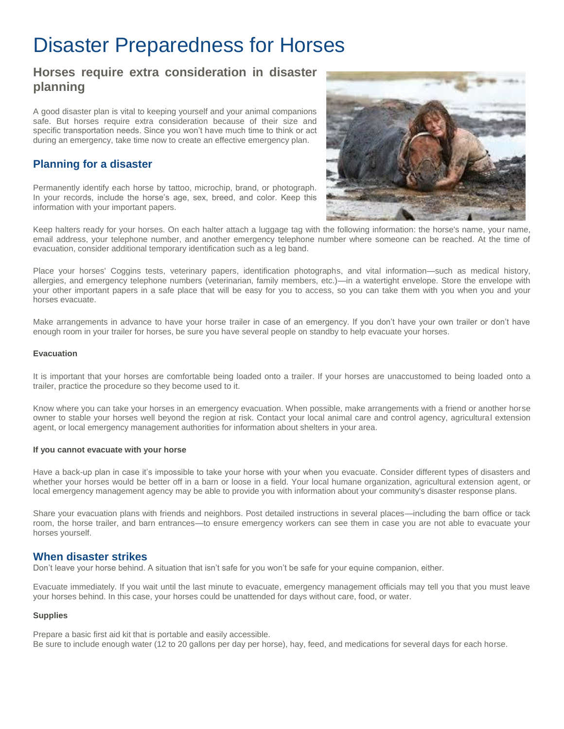# Disaster Preparedness for Horses

## Horses require extra consideration in disaster planning

A good disaster plan is vital to keeping yourself and your animal companions safe. But horses require extra consideration because of their size and specific transportation needs. Since you won't have much time to think or act during an emergency, take time now to create an effective emergency plan.

## Planning for a disaster

Permanently identify each horse by tattoo, microchip, brand, or photograph. In your records, include the horse's age, sex, breed, and color. Keep this information with your important papers.

Keep halters ready for your horses. On each halter attach a luggage tag with the following information: the horse's name, your name, email address, your telephone number, and another emergency telephone number where someone can be reached. At the time of evacuation, consider additional temporary identification such as a leg band.

Place your horses' Coggins tests, veterinary papers, identification photographs, and vital information—such as medical history, allergies, and emergency telephone numbers (veterinarian, family members, etc.)—in a watertight envelope. Store the envelope with your other important papers in a safe place that will be easy for you to access, so you can take them with you when you and your horses evacuate.

Make arrangements in advance to have your horse trailer in case of an emergency. If you don't have your own trailer or don't have enough room in your trailer for horses, be sure you have several people on standby to help evacuate your horses.

#### Evacuation

It is important that your horses are comfortable being loaded onto a trailer. If your horses are unaccustomed to being loaded onto a trailer, practice the procedure so they become used to it.

Know where you can take your horses in an emergency evacuation. When possible, make arrangements with a friend or another horse owner to stable your horses well beyond the region at risk. Contact your local animal care and control agency, agricultural extension agent, or local emergency management authorities for information about shelters in your area.

#### If you cannot evacuate with your horse

Have a back-up plan in case it's impossible to take your horse with your when you evacuate. Consider different types of disasters and whether your horses would be better off in a barn or loose in a field. Your local humane organization, agricultural extension agent, or local emergency management agency may be able to provide you with information about your community's disaster response plans.

Share your evacuation plans with friends and neighbors. Post detailed instructions in several places—including the barn office or tack room, the horse trailer, and barn entrances—to ensure emergency workers can see them in case you are not able to evacuate your horses yourself.

## When disaster strikes

Don't leave your horse behind. A situation that isn't safe for you won't be safe for your equine companion, either.

Evacuate immediately. If you wait until the last minute to evacuate, emergency management officials may tell you that you must leave your horses behind. In this case, your horses could be unattended for days without care, food, or water.

#### Supplies

Prepare a basic first aid kit that is portable and easily accessible.
Be sure to include enough water (12 to 20 gallons per day per horse), hay, feed, and medications for several days for each horse.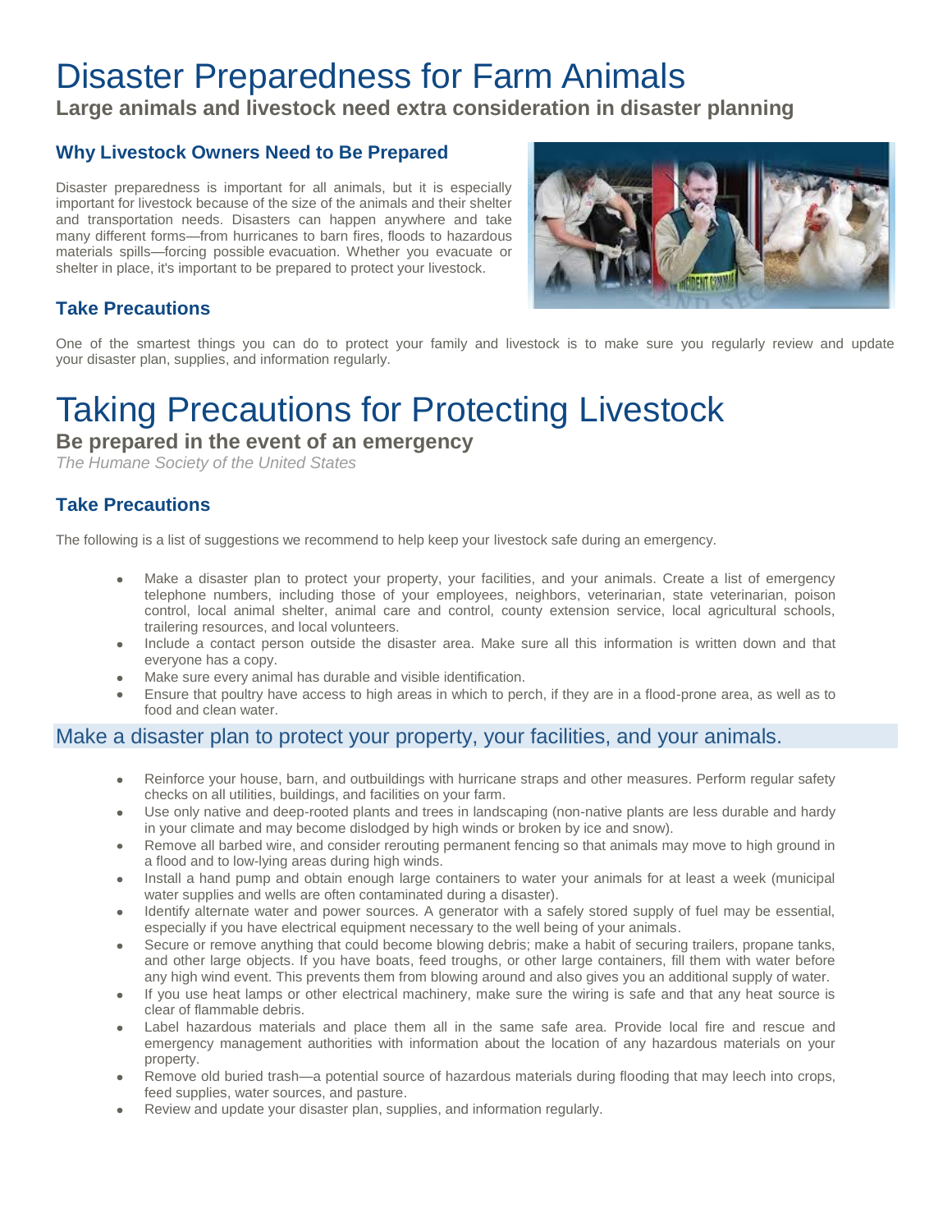# Disaster Preparedness for Farm Animals

**Large animals and livestock need extra consideration in disaster planning**

### Why Livestock Owners Need to Be Prepared

Disaster preparedness is important for all animals, but it is especially important for livestock because of the size of the animals and their shelter and transportation needs. Disasters can happen anywhere and take many different forms—from hurricanes to barn fires, floods to hazardous materials spills—forcing possible evacuation. Whether you evacuate or shelter in place, it's important to be prepared to protect your livestock.

### Take Precautions

One of the smartest things you can do to protect your family and livestock is to make sure you regularly review and update your disaster plan, supplies, and information regularly.

# Taking Precautions for Protecting Livestock

**Be prepared in the event of an emergency**

*The Humane Society of the United States*

### Take Precautions

The following is a list of suggestions we recommend to help keep your livestock safe during an emergency.

- Make a disaster plan to protect your property, your facilities, and your animals. Create a list of emergency telephone numbers, including those of your employees, neighbors, veterinarian, state veterinarian, poison control, local animal shelter, animal care and control, county extension service, local agricultural schools, trailering resources, and local volunteers.
- Include a contact person outside the disaster area. Make sure all this information is written down and that everyone has a copy.
- Make sure every animal has durable and visible identification.
- Ensure that poultry have access to high areas in which to perch, if they are in a flood-prone area, as well as to food and clean water.

## Make a disaster plan to protect your property, your facilities, and your animals.

- Reinforce your house, barn, and outbuildings with hurricane straps and other measures. Perform regular safety checks on all utilities, buildings, and facilities on your farm.
- Use only native and deep-rooted plants and trees in landscaping (non-native plants are less durable and hardy in your climate and may become dislodged by high winds or broken by ice and snow).
- Remove all barbed wire, and consider rerouting permanent fencing so that animals may move to high ground in a flood and to low-lying areas during high winds.
- Install a hand pump and obtain enough large containers to water your animals for at least a week (municipal water supplies and wells are often contaminated during a disaster).
- Identify alternate water and power sources. A generator with a safely stored supply of fuel may be essential, especially if you have electrical equipment necessary to the well being of your animals.
- Secure or remove anything that could become blowing debris; make a habit of securing trailers, propane tanks, and other large objects. If you have boats, feed troughs, or other large containers, fill them with water before any high wind event. This prevents them from blowing around and also gives you an additional supply of water.
- If you use heat lamps or other electrical machinery, make sure the wiring is safe and that any heat source is clear of flammable debris.
- Label hazardous materials and place them all in the same safe area. Provide local fire and rescue and emergency management authorities with information about the location of any hazardous materials on your property.
- Remove old buried trash—a potential source of hazardous materials during flooding that may leech into crops, feed supplies, water sources, and pasture.
- Review and update your disaster plan, supplies, and information regularly.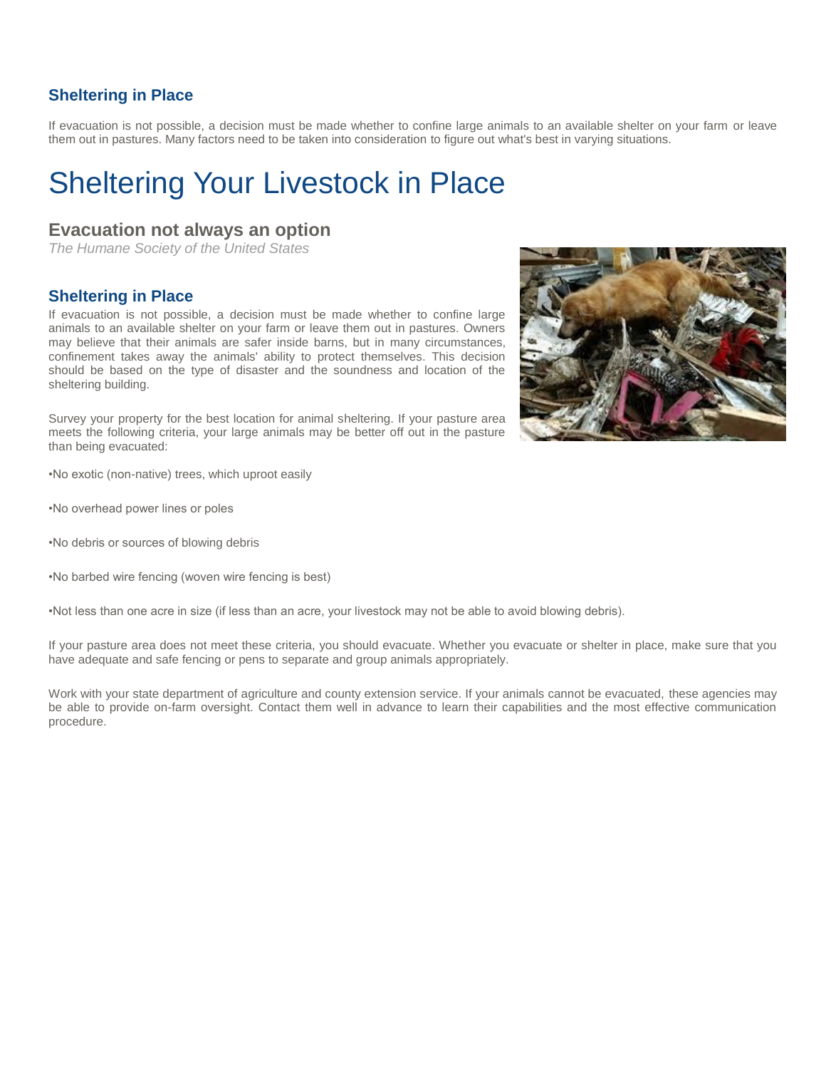### Sheltering in Place

If evacuation is not possible, a decision must be made whether to confine large animals to an available shelter on your farm or leave them out in pastures. Many factors need to be taken into consideration to figure out what's best in varying situations.

# Sheltering Your Livestock in Place

## Evacuation not always an option

*The Humane Society of the United States*

### Sheltering in Place

If evacuation is not possible, a decision must be made whether to confine large animals to an available shelter on your farm or leave them out in pastures. Owners may believe that their animals are safer inside barns, but in many circumstances, confinement takes away the animals' ability to protect themselves. This decision should be based on the type of disaster and the soundness and location of the sheltering building.

Survey your property for the best location for animal sheltering. If your pasture area meets the following criteria, your large animals may be better off out in the pasture than being evacuated:

•No exotic (non-native) trees, which uproot easily

•No overhead power lines or poles

•No debris or sources of blowing debris

•No barbed wire fencing (woven wire fencing is best)

•Not less than one acre in size (if less than an acre, your livestock may not be able to avoid blowing debris).

If your pasture area does not meet these criteria, you should evacuate. Whether you evacuate or shelter in place, make sure that you have adequate and safe fencing or pens to separate and group animals appropriately.

Work with your state department of agriculture and county extension service. If your animals cannot be evacuated, these agencies may be able to provide on-farm oversight. Contact them well in advance to learn their capabilities and the most effective communication procedure.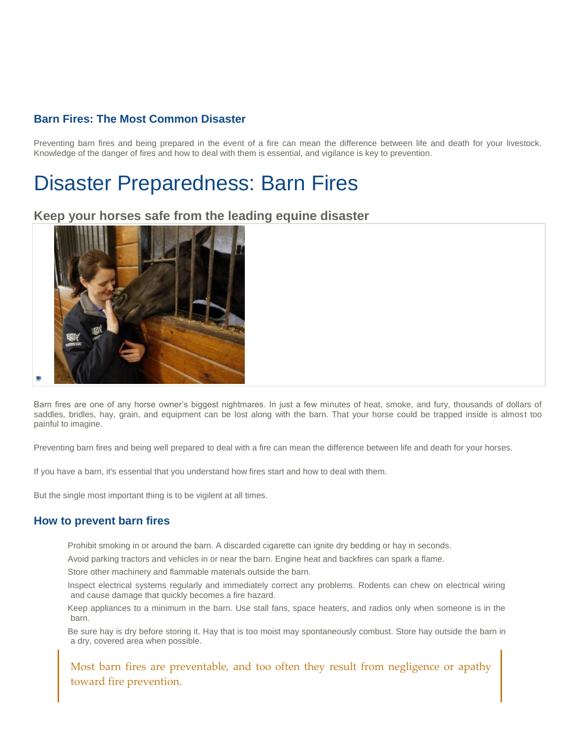### Barn Fires: The Most Common Disaster

Preventing barn fires and being prepared in the event of a fire can mean the difference between life and death for your livestock. Knowledge of the danger of fires and how to deal with them is essential, and vigilance is key to prevention.

# Disaster Preparedness: Barn Fires

## Keep your horses safe from the leading equine disaster

Barn fires are one of any horse owner's biggest nightmares. In just a few minutes of heat, smoke, and fury, thousands of dollars of saddles, bridles, hay, grain, and equipment can be lost along with the barn. That your horse could be trapped inside is almost too painful to imagine.

Preventing barn fires and being well prepared to deal with a fire can mean the difference between life and death for your horses.

If you have a barn, it's essential that you understand how fires start and how to deal with them.

But the single most important thing is to be vigilant at all times.

### How to prevent barn fires

- Prohibit smoking in or around the barn. A discarded cigarette can ignite dry bedding or hay in seconds.
- Avoid parking tractors and vehicles in or near the barn. Engine heat and backfires can spark a flame.
- Store other machinery and flammable materials outside the barn.
- Inspect electrical systems regularly and immediately correct any problems. Rodents can chew on electrical wiring and cause damage that quickly becomes a fire hazard.
- Keep appliances to a minimum in the barn. Use stall fans, space heaters, and radios only when someone is in the barn.
- Be sure hay is dry before storing it. Hay that is too moist may spontaneously combust. Store hay outside the barn in a dry, covered area when possible.

> Most barn fires are preventable, and too often they result from negligence or apathy toward fire prevention.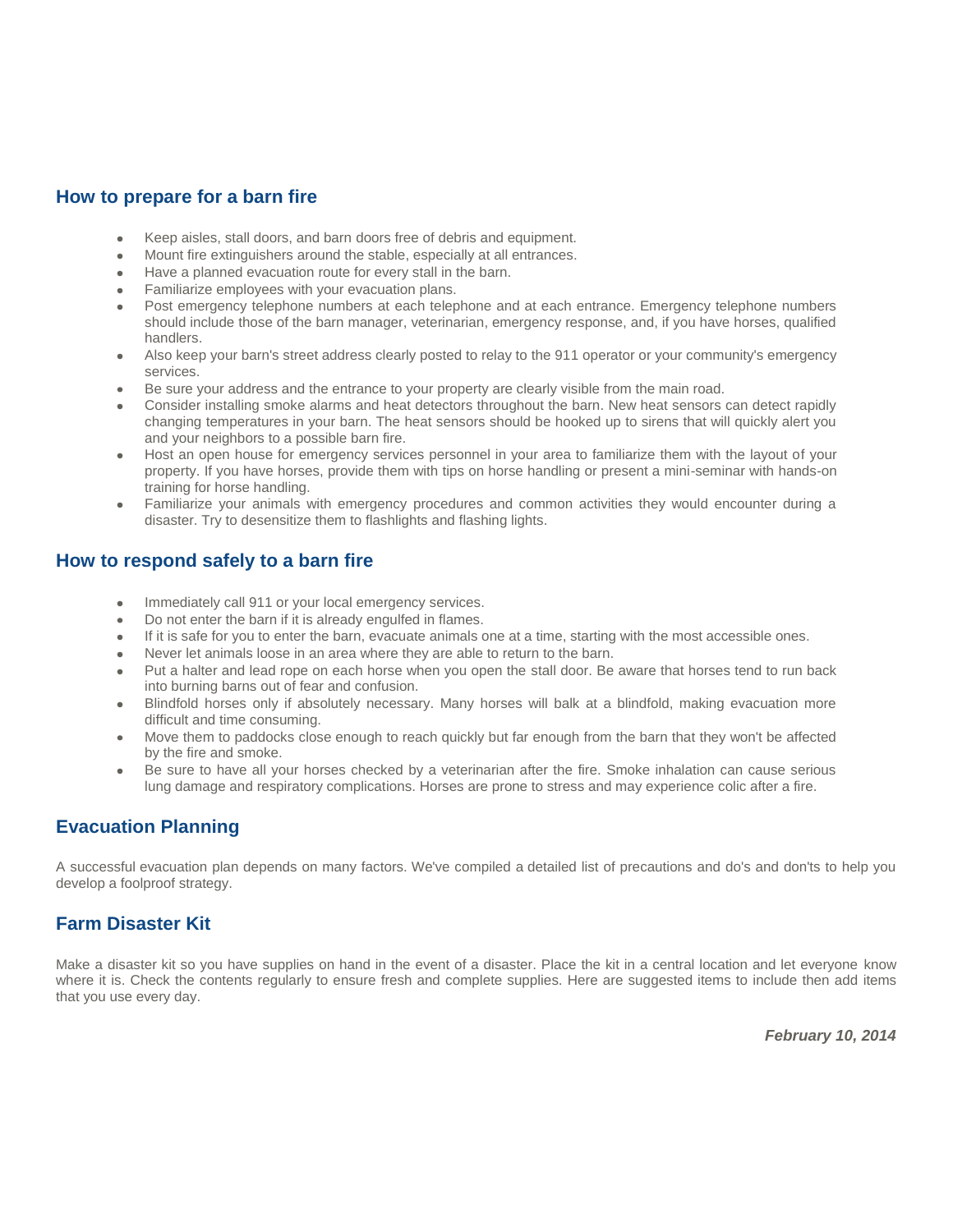## How to prepare for a barn fire

- Keep aisles, stall doors, and barn doors free of debris and equipment.
- Mount fire extinguishers around the stable, especially at all entrances.
- Have a planned evacuation route for every stall in the barn.
- Familiarize employees with your evacuation plans.
- Post emergency telephone numbers at each telephone and at each entrance. Emergency telephone numbers should include those of the barn manager, veterinarian, emergency response, and, if you have horses, qualified handlers.
- Also keep your barn's street address clearly posted to relay to the 911 operator or your community's emergency services.
- Be sure your address and the entrance to your property are clearly visible from the main road.
- Consider installing smoke alarms and heat detectors throughout the barn. New heat sensors can detect rapidly changing temperatures in your barn. The heat sensors should be hooked up to sirens that will quickly alert you and your neighbors to a possible barn fire.
- Host an open house for emergency services personnel in your area to familiarize them with the layout of your property. If you have horses, provide them with tips on horse handling or present a mini-seminar with hands-on training for horse handling.
- Familiarize your animals with emergency procedures and common activities they would encounter during a disaster. Try to desensitize them to flashlights and flashing lights.

## How to respond safely to a barn fire

- Immediately call 911 or your local emergency services.
- Do not enter the barn if it is already engulfed in flames.
- If it is safe for you to enter the barn, evacuate animals one at a time, starting with the most accessible ones.
- Never let animals loose in an area where they are able to return to the barn.
- Put a halter and lead rope on each horse when you open the stall door. Be aware that horses tend to run back into burning barns out of fear and confusion.
- Blindfold horses only if absolutely necessary. Many horses will balk at a blindfold, making evacuation more difficult and time consuming.
- Move them to paddocks close enough to reach quickly but far enough from the barn that they won't be affected by the fire and smoke.
- Be sure to have all your horses checked by a veterinarian after the fire. Smoke inhalation can cause serious lung damage and respiratory complications. Horses are prone to stress and may experience colic after a fire.

## Evacuation Planning

A successful evacuation plan depends on many factors. We've compiled a detailed list of precautions and do's and don'ts to help you develop a foolproof strategy.

## Farm Disaster Kit

Make a disaster kit so you have supplies on hand in the event of a disaster. Place the kit in a central location and let everyone know where it is. Check the contents regularly to ensure fresh and complete supplies. Here are suggested items to include then add items that you use every day.

***February 10, 2014***